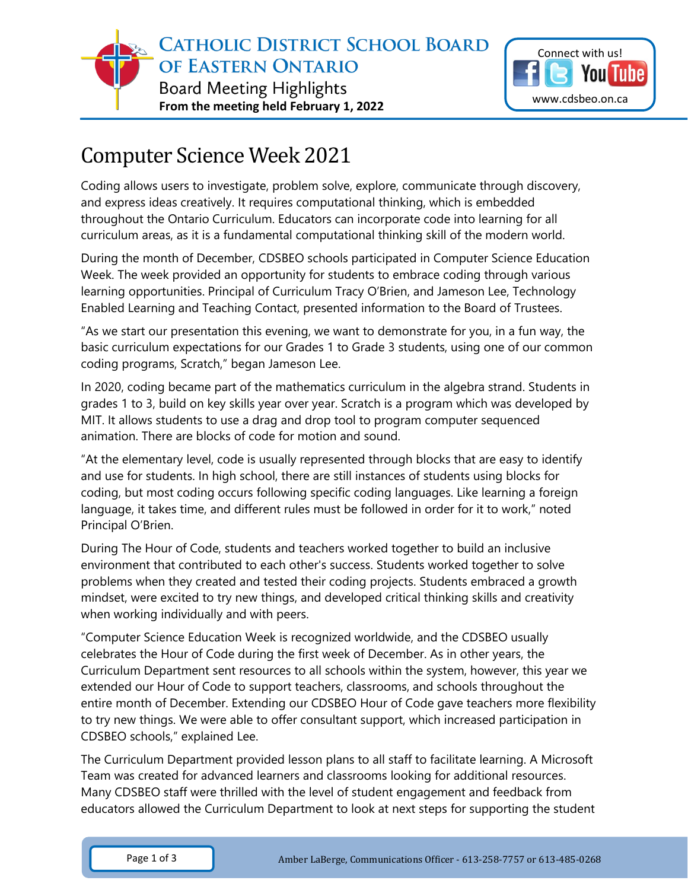# Catholic District School Board of Eastern Ontario

Board Meeting Highlights

**From the meeting held February 1, 2022**

Connect with us!

www.cdsbeo.on.ca

## Computer Science Week 2021

Coding allows users to investigate, problem solve, explore, communicate through discovery, and express ideas creatively. It requires computational thinking, which is embedded throughout the Ontario Curriculum. Educators can incorporate code into learning for all curriculum areas, as it is a fundamental computational thinking skill of the modern world.

During the month of December, CDSBEO schools participated in Computer Science Education Week. The week provided an opportunity for students to embrace coding through various learning opportunities. Principal of Curriculum Tracy O'Brien, and Jameson Lee, Technology Enabled Learning and Teaching Contact, presented information to the Board of Trustees.

"As we start our presentation this evening, we want to demonstrate for you, in a fun way, the basic curriculum expectations for our Grades 1 to Grade 3 students, using one of our common coding programs, Scratch," began Jameson Lee.

In 2020, coding became part of the mathematics curriculum in the algebra strand. Students in grades 1 to 3, build on key skills year over year. Scratch is a program which was developed by MIT. It allows students to use a drag and drop tool to program computer sequenced animation. There are blocks of code for motion and sound.

"At the elementary level, code is usually represented through blocks that are easy to identify and use for students. In high school, there are still instances of students using blocks for coding, but most coding occurs following specific coding languages. Like learning a foreign language, it takes time, and different rules must be followed in order for it to work," noted Principal O'Brien.

During The Hour of Code, students and teachers worked together to build an inclusive environment that contributed to each other's success. Students worked together to solve problems when they created and tested their coding projects. Students embraced a growth mindset, were excited to try new things, and developed critical thinking skills and creativity when working individually and with peers.

"Computer Science Education Week is recognized worldwide, and the CDSBEO usually celebrates the Hour of Code during the first week of December. As in other years, the Curriculum Department sent resources to all schools within the system, however, this year we extended our Hour of Code to support teachers, classrooms, and schools throughout the entire month of December. Extending our CDSBEO Hour of Code gave teachers more flexibility to try new things. We were able to offer consultant support, which increased participation in CDSBEO schools," explained Lee.

The Curriculum Department provided lesson plans to all staff to facilitate learning. A Microsoft Team was created for advanced learners and classrooms looking for additional resources. Many CDSBEO staff were thrilled with the level of student engagement and feedback from educators allowed the Curriculum Department to look at next steps for supporting the student

Amber LaBerge, Communications Officer - 613-258-7757 or 613-485-0268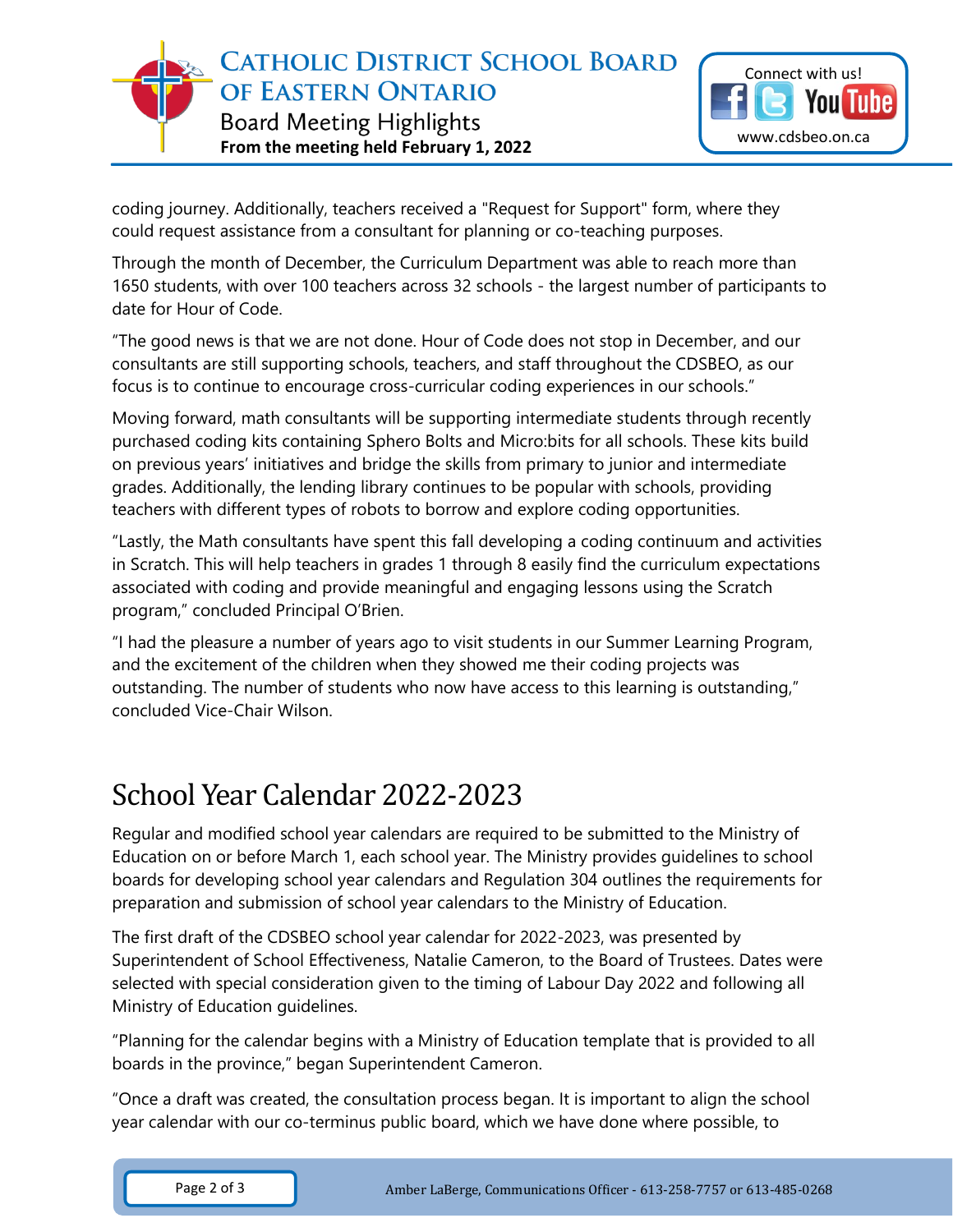coding journey. Additionally, teachers received a "Request for Support" form, where they could request assistance from a consultant for planning or co-teaching purposes.

Through the month of December, the Curriculum Department was able to reach more than 1650 students, with over 100 teachers across 32 schools - the largest number of participants to date for Hour of Code.

“The good news is that we are not done. Hour of Code does not stop in December, and our consultants are still supporting schools, teachers, and staff throughout the CDSBEO, as our focus is to continue to encourage cross-curricular coding experiences in our schools.”

Moving forward, math consultants will be supporting intermediate students through recently purchased coding kits containing Sphero Bolts and Micro:bits for all schools. These kits build on previous years’ initiatives and bridge the skills from primary to junior and intermediate grades. Additionally, the lending library continues to be popular with schools, providing teachers with different types of robots to borrow and explore coding opportunities.

“Lastly, the Math consultants have spent this fall developing a coding continuum and activities in Scratch. This will help teachers in grades 1 through 8 easily find the curriculum expectations associated with coding and provide meaningful and engaging lessons using the Scratch program,” concluded Principal O’Brien.

“I had the pleasure a number of years ago to visit students in our Summer Learning Program, and the excitement of the children when they showed me their coding projects was outstanding. The number of students who now have access to this learning is outstanding,” concluded Vice-Chair Wilson.

# School Year Calendar 2022-2023

Regular and modified school year calendars are required to be submitted to the Ministry of Education on or before March 1, each school year. The Ministry provides guidelines to school boards for developing school year calendars and Regulation 304 outlines the requirements for preparation and submission of school year calendars to the Ministry of Education.

The first draft of the CDSBEO school year calendar for 2022-2023, was presented by Superintendent of School Effectiveness, Natalie Cameron, to the Board of Trustees. Dates were selected with special consideration given to the timing of Labour Day 2022 and following all Ministry of Education guidelines.

“Planning for the calendar begins with a Ministry of Education template that is provided to all boards in the province,” began Superintendent Cameron.

“Once a draft was created, the consultation process began. It is important to align the school year calendar with our co-terminus public board, which we have done where possible, to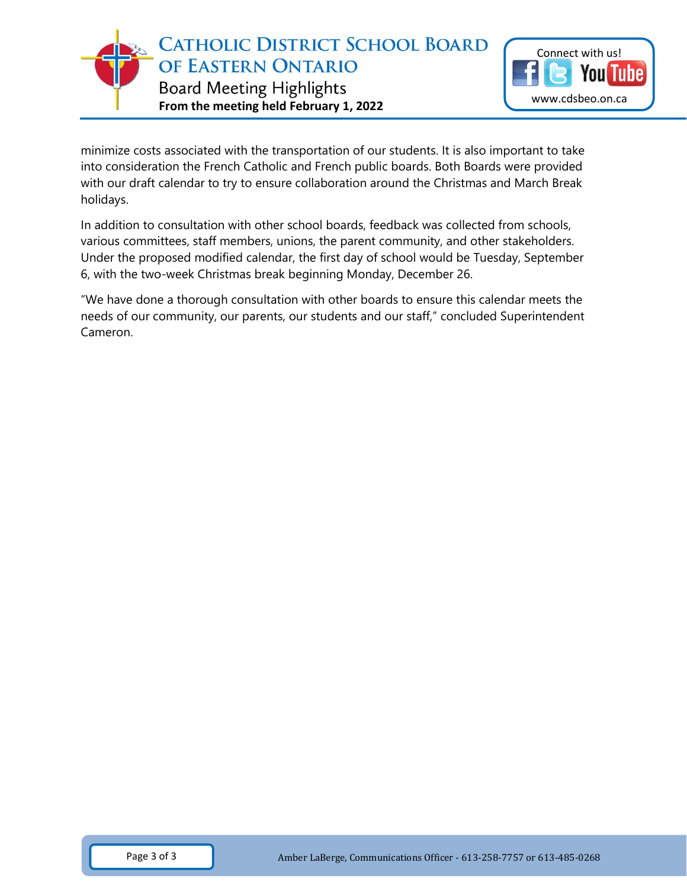minimize costs associated with the transportation of our students. It is also important to take into consideration the French Catholic and French public boards. Both Boards were provided with our draft calendar to try to ensure collaboration around the Christmas and March Break holidays.

In addition to consultation with other school boards, feedback was collected from schools, various committees, staff members, unions, the parent community, and other stakeholders. Under the proposed modified calendar, the first day of school would be Tuesday, September 6, with the two-week Christmas break beginning Monday, December 26.

“We have done a thorough consultation with other boards to ensure this calendar meets the needs of our community, our parents, our students and our staff,” concluded Superintendent Cameron.